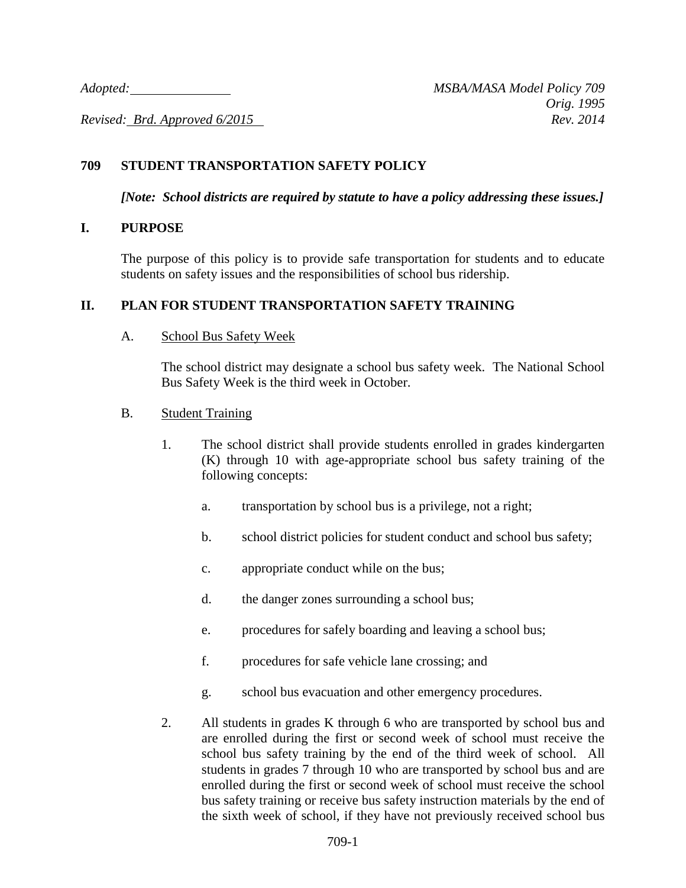*Adopted:* ______________ *MSBA/MASA Model Policy 709*
*Orig. 1995*
*Revised: Brd. Approved 6/2015* *Rev. 2014*

## 709 STUDENT TRANSPORTATION SAFETY POLICY

***[Note: School districts are required by statute to have a policy addressing these issues.]***

## I. PURPOSE

The purpose of this policy is to provide safe transportation for students and to educate students on safety issues and the responsibilities of school bus ridership.

## II. PLAN FOR STUDENT TRANSPORTATION SAFETY TRAINING

### A. School Bus Safety Week

The school district may designate a school bus safety week. The National School Bus Safety Week is the third week in October.

### B. Student Training

1. The school district shall provide students enrolled in grades kindergarten (K) through 10 with age-appropriate school bus safety training of the following concepts:

   a. transportation by school bus is a privilege, not a right;

   b. school district policies for student conduct and school bus safety;

   c. appropriate conduct while on the bus;

   d. the danger zones surrounding a school bus;

   e. procedures for safely boarding and leaving a school bus;

   f. procedures for safe vehicle lane crossing; and

   g. school bus evacuation and other emergency procedures.

2. All students in grades K through 6 who are transported by school bus and are enrolled during the first or second week of school must receive the school bus safety training by the end of the third week of school. All students in grades 7 through 10 who are transported by school bus and are enrolled during the first or second week of school must receive the school bus safety training or receive bus safety instruction materials by the end of the sixth week of school, if they have not previously received school bus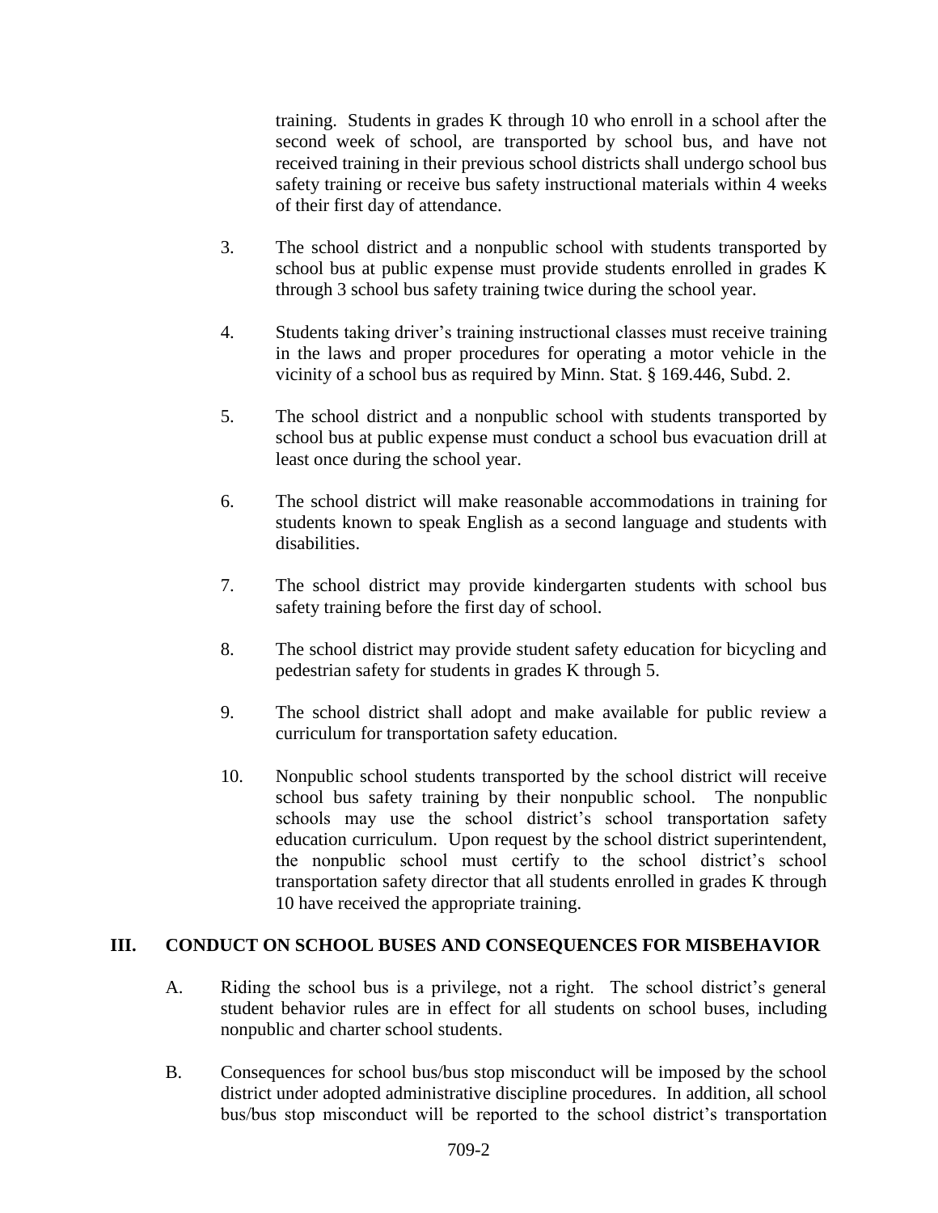training. Students in grades K through 10 who enroll in a school after the second week of school, are transported by school bus, and have not received training in their previous school districts shall undergo school bus safety training or receive bus safety instructional materials within 4 weeks of their first day of attendance.

3. The school district and a nonpublic school with students transported by school bus at public expense must provide students enrolled in grades K through 3 school bus safety training twice during the school year.

4. Students taking driver's training instructional classes must receive training in the laws and proper procedures for operating a motor vehicle in the vicinity of a school bus as required by Minn. Stat. § 169.446, Subd. 2.

5. The school district and a nonpublic school with students transported by school bus at public expense must conduct a school bus evacuation drill at least once during the school year.

6. The school district will make reasonable accommodations in training for students known to speak English as a second language and students with disabilities.

7. The school district may provide kindergarten students with school bus safety training before the first day of school.

8. The school district may provide student safety education for bicycling and pedestrian safety for students in grades K through 5.

9. The school district shall adopt and make available for public review a curriculum for transportation safety education.

10. Nonpublic school students transported by the school district will receive school bus safety training by their nonpublic school. The nonpublic schools may use the school district's school transportation safety education curriculum. Upon request by the school district superintendent, the nonpublic school must certify to the school district's school transportation safety director that all students enrolled in grades K through 10 have received the appropriate training.

## III. CONDUCT ON SCHOOL BUSES AND CONSEQUENCES FOR MISBEHAVIOR

A. Riding the school bus is a privilege, not a right. The school district's general student behavior rules are in effect for all students on school buses, including nonpublic and charter school students.

B. Consequences for school bus/bus stop misconduct will be imposed by the school district under adopted administrative discipline procedures. In addition, all school bus/bus stop misconduct will be reported to the school district's transportation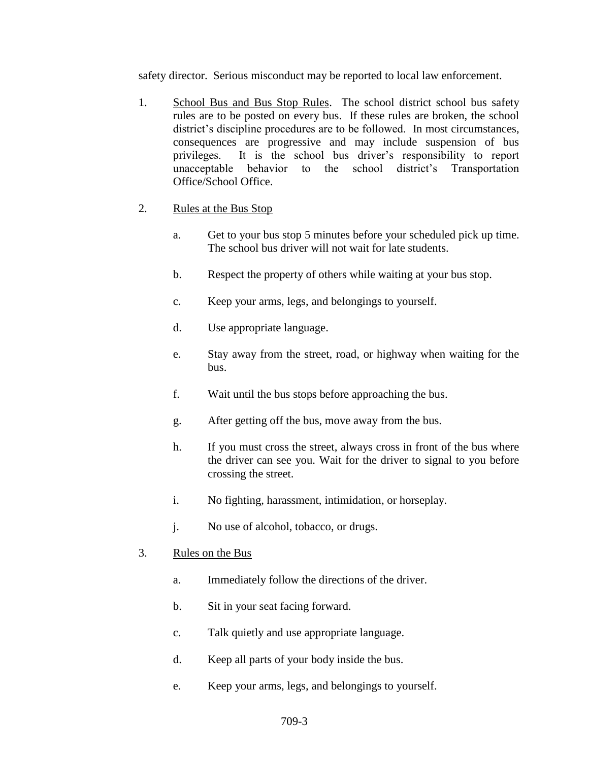safety director. Serious misconduct may be reported to local law enforcement.

1. <u>School Bus and Bus Stop Rules</u>. The school district school bus safety rules are to be posted on every bus. If these rules are broken, the school district's discipline procedures are to be followed. In most circumstances, consequences are progressive and may include suspension of bus privileges. It is the school bus driver's responsibility to report unacceptable behavior to the school district's Transportation Office/School Office.

2. <u>Rules at the Bus Stop</u>

   a. Get to your bus stop 5 minutes before your scheduled pick up time. The school bus driver will not wait for late students.

   b. Respect the property of others while waiting at your bus stop.

   c. Keep your arms, legs, and belongings to yourself.

   d. Use appropriate language.

   e. Stay away from the street, road, or highway when waiting for the bus.

   f. Wait until the bus stops before approaching the bus.

   g. After getting off the bus, move away from the bus.

   h. If you must cross the street, always cross in front of the bus where the driver can see you. Wait for the driver to signal to you before crossing the street.

   i. No fighting, harassment, intimidation, or horseplay.

   j. No use of alcohol, tobacco, or drugs.

3. <u>Rules on the Bus</u>

   a. Immediately follow the directions of the driver.

   b. Sit in your seat facing forward.

   c. Talk quietly and use appropriate language.

   d. Keep all parts of your body inside the bus.

   e. Keep your arms, legs, and belongings to yourself.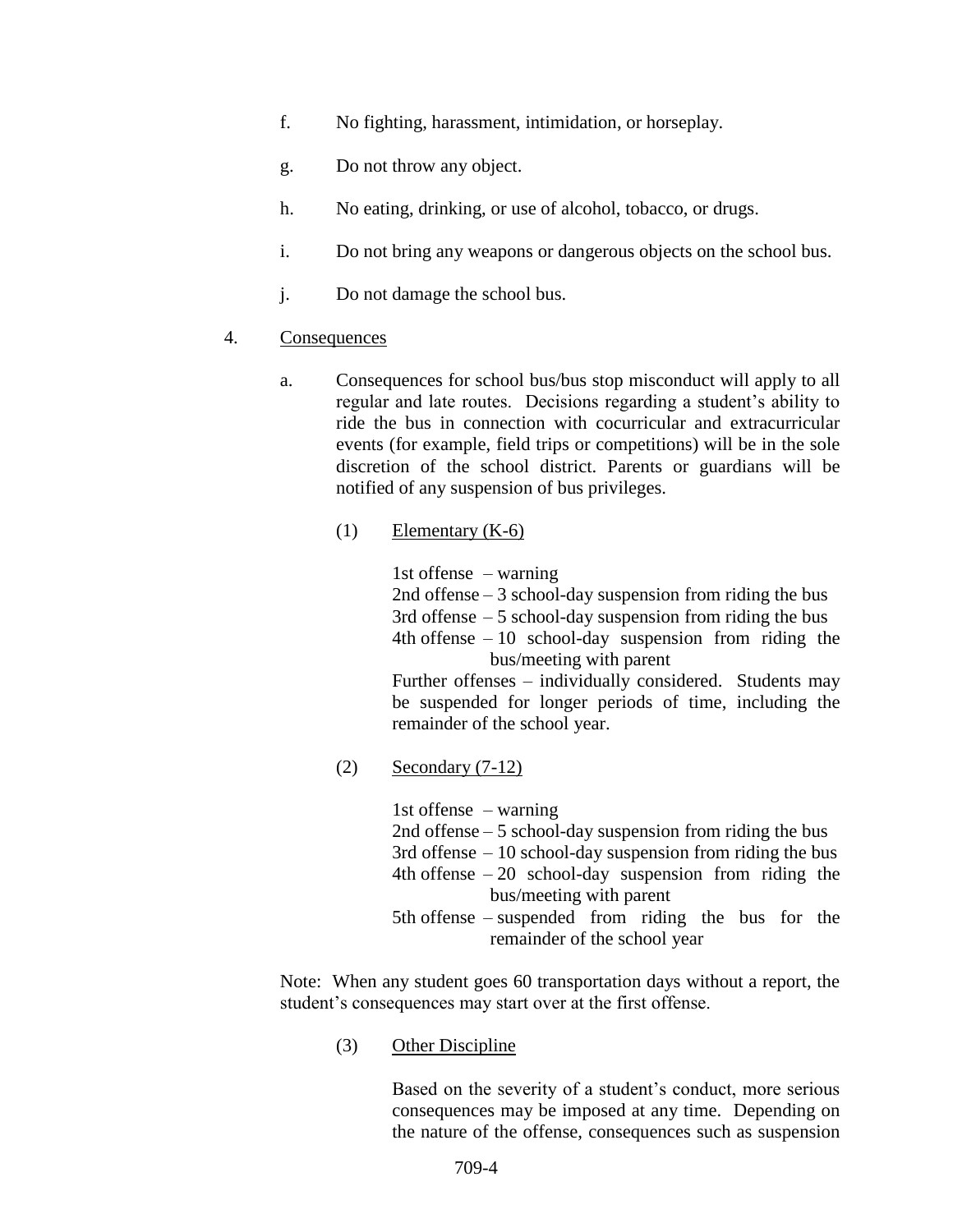f. No fighting, harassment, intimidation, or horseplay.

g. Do not throw any object.

h. No eating, drinking, or use of alcohol, tobacco, or drugs.

i. Do not bring any weapons or dangerous objects on the school bus.

j. Do not damage the school bus.

4. Consequences

   a. Consequences for school bus/bus stop misconduct will apply to all regular and late routes. Decisions regarding a student's ability to ride the bus in connection with cocurricular and extracurricular events (for example, field trips or competitions) will be in the sole discretion of the school district. Parents or guardians will be notified of any suspension of bus privileges.

      (1) Elementary (K-6)

         1st offense – warning
         2nd offense – 3 school-day suspension from riding the bus
         3rd offense – 5 school-day suspension from riding the bus
         4th offense – 10 school-day suspension from riding the bus/meeting with parent
         Further offenses – individually considered. Students may be suspended for longer periods of time, including the remainder of the school year.

      (2) Secondary (7-12)

         1st offense – warning
         2nd offense – 5 school-day suspension from riding the bus
         3rd offense – 10 school-day suspension from riding the bus
         4th offense – 20 school-day suspension from riding the bus/meeting with parent
         5th offense – suspended from riding the bus for the remainder of the school year

   Note: When any student goes 60 transportation days without a report, the student's consequences may start over at the first offense.

      (3) Other Discipline

         Based on the severity of a student's conduct, more serious consequences may be imposed at any time. Depending on the nature of the offense, consequences such as suspension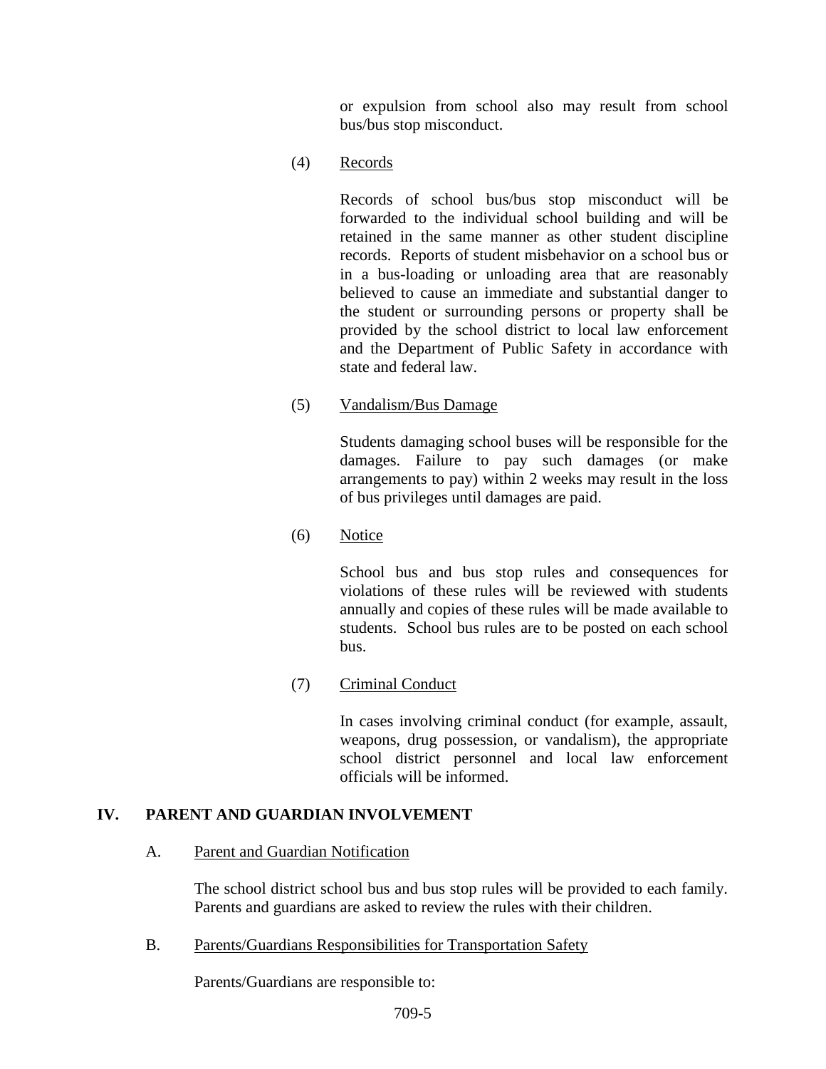or expulsion from school also may result from school bus/bus stop misconduct.

(4) Records

Records of school bus/bus stop misconduct will be forwarded to the individual school building and will be retained in the same manner as other student discipline records. Reports of student misbehavior on a school bus or in a bus-loading or unloading area that are reasonably believed to cause an immediate and substantial danger to the student or surrounding persons or property shall be provided by the school district to local law enforcement and the Department of Public Safety in accordance with state and federal law.

(5) Vandalism/Bus Damage

Students damaging school buses will be responsible for the damages. Failure to pay such damages (or make arrangements to pay) within 2 weeks may result in the loss of bus privileges until damages are paid.

(6) Notice

School bus and bus stop rules and consequences for violations of these rules will be reviewed with students annually and copies of these rules will be made available to students. School bus rules are to be posted on each school bus.

(7) Criminal Conduct

In cases involving criminal conduct (for example, assault, weapons, drug possession, or vandalism), the appropriate school district personnel and local law enforcement officials will be informed.

## IV. PARENT AND GUARDIAN INVOLVEMENT

A. Parent and Guardian Notification

The school district school bus and bus stop rules will be provided to each family. Parents and guardians are asked to review the rules with their children.

B. Parents/Guardians Responsibilities for Transportation Safety

Parents/Guardians are responsible to: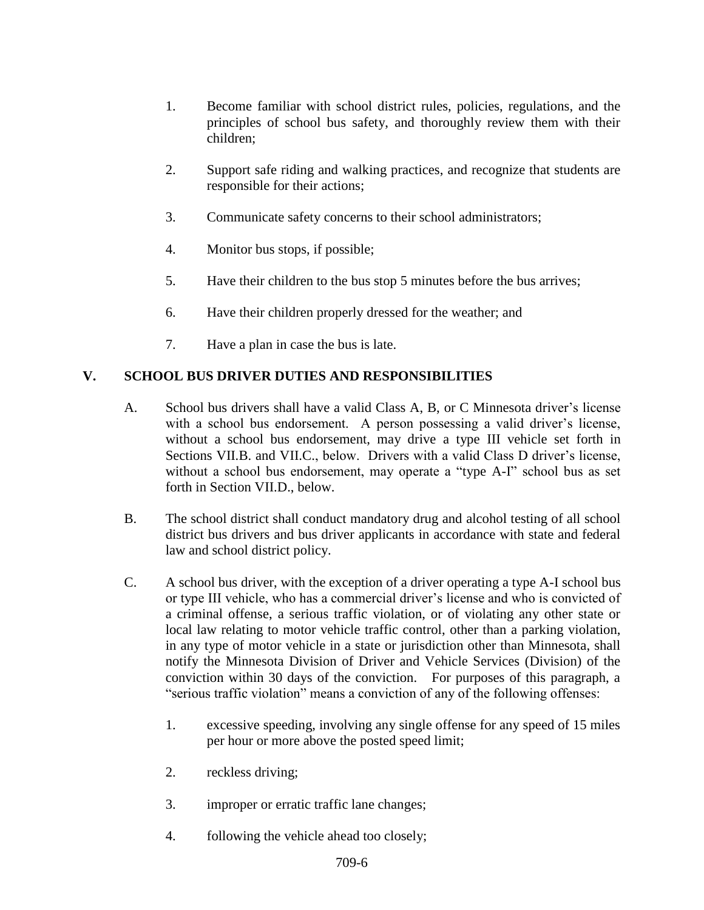1. Become familiar with school district rules, policies, regulations, and the principles of school bus safety, and thoroughly review them with their children;

2. Support safe riding and walking practices, and recognize that students are responsible for their actions;

3. Communicate safety concerns to their school administrators;

4. Monitor bus stops, if possible;

5. Have their children to the bus stop 5 minutes before the bus arrives;

6. Have their children properly dressed for the weather; and

7. Have a plan in case the bus is late.

## V. SCHOOL BUS DRIVER DUTIES AND RESPONSIBILITIES

A. School bus drivers shall have a valid Class A, B, or C Minnesota driver's license with a school bus endorsement. A person possessing a valid driver's license, without a school bus endorsement, may drive a type III vehicle set forth in Sections VII.B. and VII.C., below. Drivers with a valid Class D driver's license, without a school bus endorsement, may operate a "type A-I" school bus as set forth in Section VII.D., below.

B. The school district shall conduct mandatory drug and alcohol testing of all school district bus drivers and bus driver applicants in accordance with state and federal law and school district policy.

C. A school bus driver, with the exception of a driver operating a type A-I school bus or type III vehicle, who has a commercial driver's license and who is convicted of a criminal offense, a serious traffic violation, or of violating any other state or local law relating to motor vehicle traffic control, other than a parking violation, in any type of motor vehicle in a state or jurisdiction other than Minnesota, shall notify the Minnesota Division of Driver and Vehicle Services (Division) of the conviction within 30 days of the conviction. For purposes of this paragraph, a "serious traffic violation" means a conviction of any of the following offenses:

   1. excessive speeding, involving any single offense for any speed of 15 miles per hour or more above the posted speed limit;

   2. reckless driving;

   3. improper or erratic traffic lane changes;

   4. following the vehicle ahead too closely;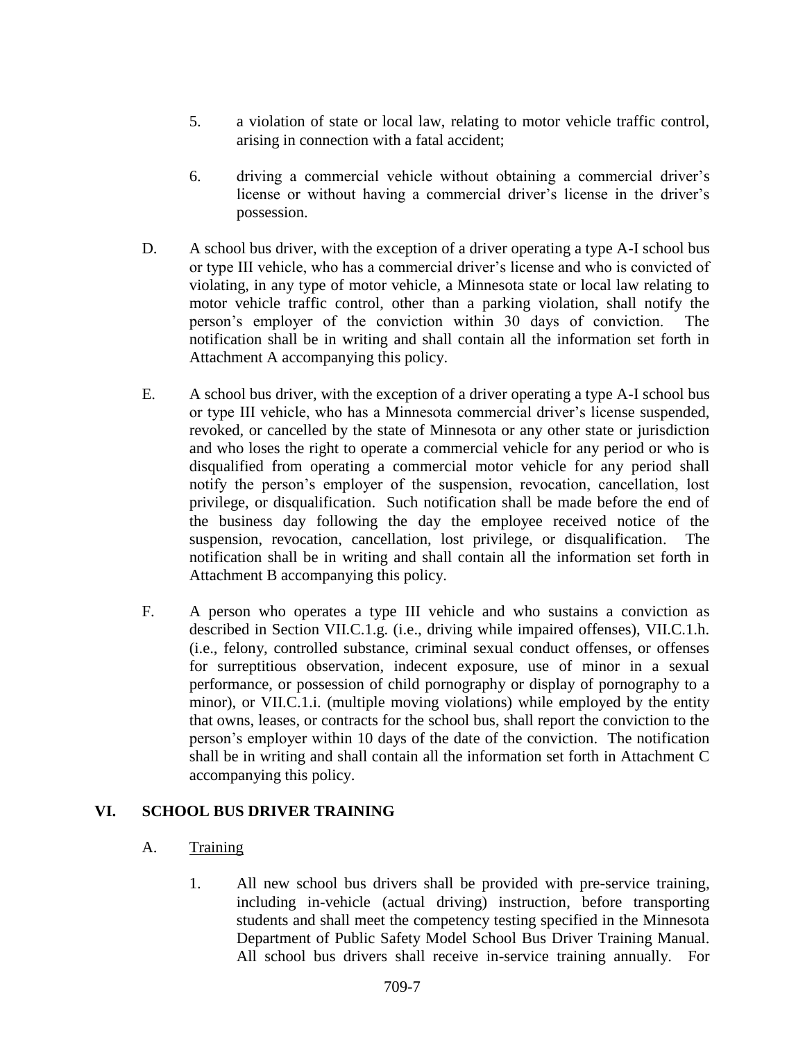5. a violation of state or local law, relating to motor vehicle traffic control, arising in connection with a fatal accident;

6. driving a commercial vehicle without obtaining a commercial driver's license or without having a commercial driver's license in the driver's possession.

D. A school bus driver, with the exception of a driver operating a type A-I school bus or type III vehicle, who has a commercial driver's license and who is convicted of violating, in any type of motor vehicle, a Minnesota state or local law relating to motor vehicle traffic control, other than a parking violation, shall notify the person's employer of the conviction within 30 days of conviction. The notification shall be in writing and shall contain all the information set forth in Attachment A accompanying this policy.

E. A school bus driver, with the exception of a driver operating a type A-I school bus or type III vehicle, who has a Minnesota commercial driver's license suspended, revoked, or cancelled by the state of Minnesota or any other state or jurisdiction and who loses the right to operate a commercial vehicle for any period or who is disqualified from operating a commercial motor vehicle for any period shall notify the person's employer of the suspension, revocation, cancellation, lost privilege, or disqualification. Such notification shall be made before the end of the business day following the day the employee received notice of the suspension, revocation, cancellation, lost privilege, or disqualification. The notification shall be in writing and shall contain all the information set forth in Attachment B accompanying this policy.

F. A person who operates a type III vehicle and who sustains a conviction as described in Section VII.C.1.g. (i.e., driving while impaired offenses), VII.C.1.h. (i.e., felony, controlled substance, criminal sexual conduct offenses, or offenses for surreptitious observation, indecent exposure, use of minor in a sexual performance, or possession of child pornography or display of pornography to a minor), or VII.C.1.i. (multiple moving violations) while employed by the entity that owns, leases, or contracts for the school bus, shall report the conviction to the person's employer within 10 days of the date of the conviction. The notification shall be in writing and shall contain all the information set forth in Attachment C accompanying this policy.

## VI. SCHOOL BUS DRIVER TRAINING

A. <u>Training</u>

1. All new school bus drivers shall be provided with pre-service training, including in-vehicle (actual driving) instruction, before transporting students and shall meet the competency testing specified in the Minnesota Department of Public Safety Model School Bus Driver Training Manual. All school bus drivers shall receive in-service training annually. For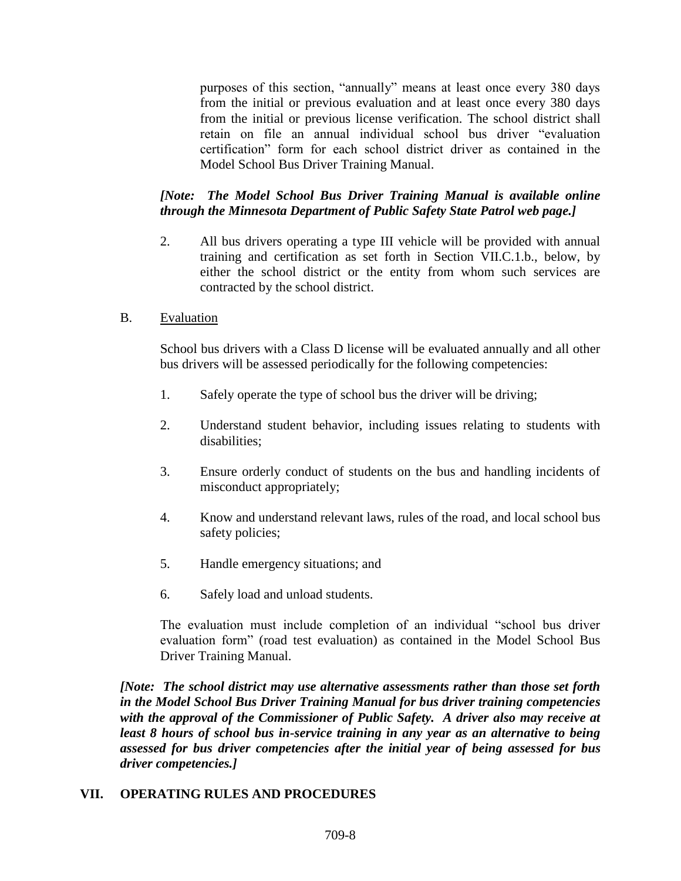purposes of this section, "annually" means at least once every 380 days from the initial or previous evaluation and at least once every 380 days from the initial or previous license verification. The school district shall retain on file an annual individual school bus driver "evaluation certification" form for each school district driver as contained in the Model School Bus Driver Training Manual.

***[Note: The Model School Bus Driver Training Manual is available online through the Minnesota Department of Public Safety State Patrol web page.]***

2. All bus drivers operating a type III vehicle will be provided with annual training and certification as set forth in Section VII.C.1.b., below, by either the school district or the entity from whom such services are contracted by the school district.

B. Evaluation

School bus drivers with a Class D license will be evaluated annually and all other bus drivers will be assessed periodically for the following competencies:

1. Safely operate the type of school bus the driver will be driving;

2. Understand student behavior, including issues relating to students with disabilities;

3. Ensure orderly conduct of students on the bus and handling incidents of misconduct appropriately;

4. Know and understand relevant laws, rules of the road, and local school bus safety policies;

5. Handle emergency situations; and

6. Safely load and unload students.

The evaluation must include completion of an individual "school bus driver evaluation form" (road test evaluation) as contained in the Model School Bus Driver Training Manual.

***[Note: The school district may use alternative assessments rather than those set forth in the Model School Bus Driver Training Manual for bus driver training competencies with the approval of the Commissioner of Public Safety. A driver also may receive at least 8 hours of school bus in-service training in any year as an alternative to being assessed for bus driver competencies after the initial year of being assessed for bus driver competencies.]***

## VII. OPERATING RULES AND PROCEDURES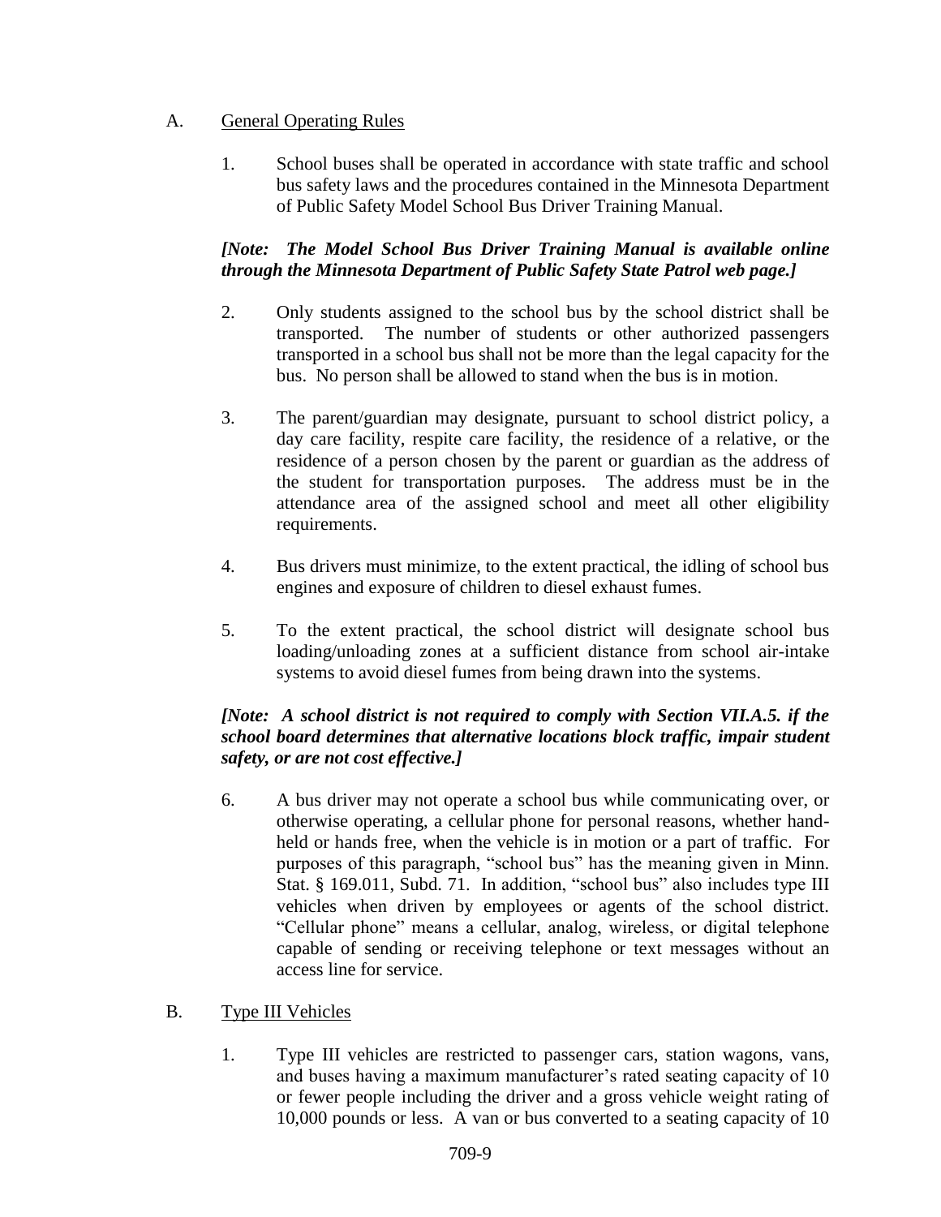A. <u>General Operating Rules</u>

1. School buses shall be operated in accordance with state traffic and school bus safety laws and the procedures contained in the Minnesota Department of Public Safety Model School Bus Driver Training Manual.

***[Note: The Model School Bus Driver Training Manual is available online through the Minnesota Department of Public Safety State Patrol web page.]***

2. Only students assigned to the school bus by the school district shall be transported. The number of students or other authorized passengers transported in a school bus shall not be more than the legal capacity for the bus. No person shall be allowed to stand when the bus is in motion.

3. The parent/guardian may designate, pursuant to school district policy, a day care facility, respite care facility, the residence of a relative, or the residence of a person chosen by the parent or guardian as the address of the student for transportation purposes. The address must be in the attendance area of the assigned school and meet all other eligibility requirements.

4. Bus drivers must minimize, to the extent practical, the idling of school bus engines and exposure of children to diesel exhaust fumes.

5. To the extent practical, the school district will designate school bus loading/unloading zones at a sufficient distance from school air-intake systems to avoid diesel fumes from being drawn into the systems.

***[Note: A school district is not required to comply with Section VII.A.5. if the school board determines that alternative locations block traffic, impair student safety, or are not cost effective.]***

6. A bus driver may not operate a school bus while communicating over, or otherwise operating, a cellular phone for personal reasons, whether hand-held or hands free, when the vehicle is in motion or a part of traffic. For purposes of this paragraph, "school bus" has the meaning given in Minn. Stat. § 169.011, Subd. 71. In addition, "school bus" also includes type III vehicles when driven by employees or agents of the school district. "Cellular phone" means a cellular, analog, wireless, or digital telephone capable of sending or receiving telephone or text messages without an access line for service.

B. <u>Type III Vehicles</u>

1. Type III vehicles are restricted to passenger cars, station wagons, vans, and buses having a maximum manufacturer's rated seating capacity of 10 or fewer people including the driver and a gross vehicle weight rating of 10,000 pounds or less. A van or bus converted to a seating capacity of 10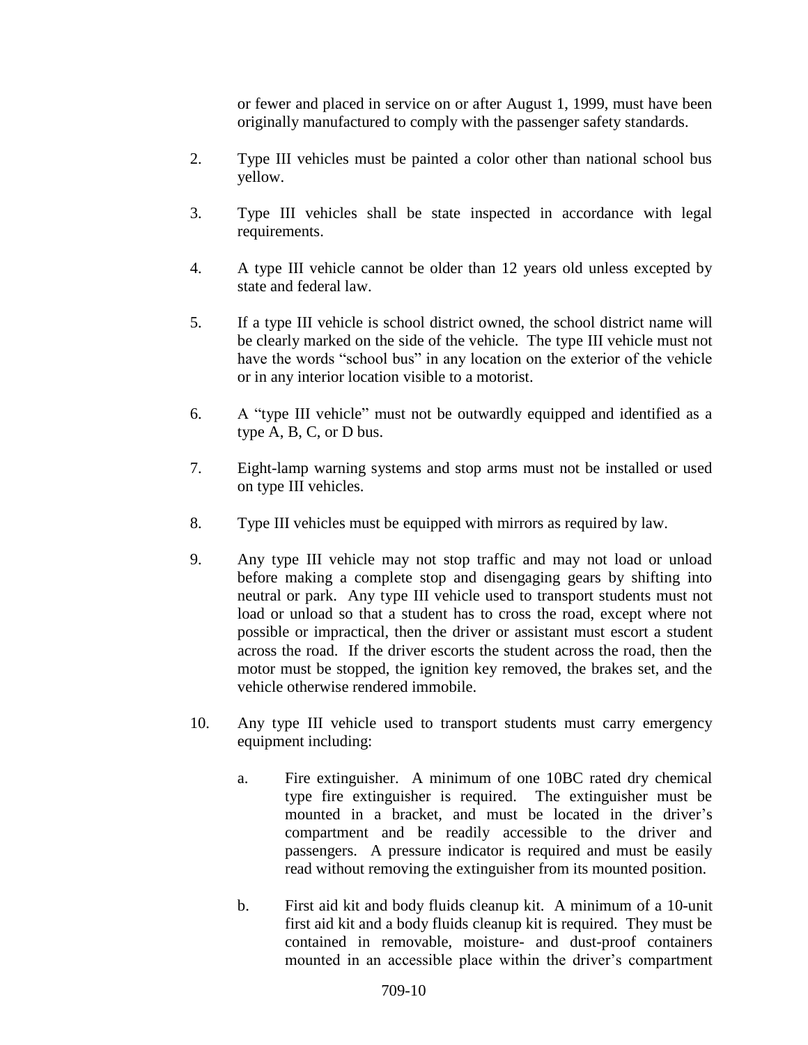or fewer and placed in service on or after August 1, 1999, must have been originally manufactured to comply with the passenger safety standards.

2. Type III vehicles must be painted a color other than national school bus yellow.

3. Type III vehicles shall be state inspected in accordance with legal requirements.

4. A type III vehicle cannot be older than 12 years old unless excepted by state and federal law.

5. If a type III vehicle is school district owned, the school district name will be clearly marked on the side of the vehicle. The type III vehicle must not have the words "school bus" in any location on the exterior of the vehicle or in any interior location visible to a motorist.

6. A "type III vehicle" must not be outwardly equipped and identified as a type A, B, C, or D bus.

7. Eight-lamp warning systems and stop arms must not be installed or used on type III vehicles.

8. Type III vehicles must be equipped with mirrors as required by law.

9. Any type III vehicle may not stop traffic and may not load or unload before making a complete stop and disengaging gears by shifting into neutral or park. Any type III vehicle used to transport students must not load or unload so that a student has to cross the road, except where not possible or impractical, then the driver or assistant must escort a student across the road. If the driver escorts the student across the road, then the motor must be stopped, the ignition key removed, the brakes set, and the vehicle otherwise rendered immobile.

10. Any type III vehicle used to transport students must carry emergency equipment including:

    a. Fire extinguisher. A minimum of one 10BC rated dry chemical type fire extinguisher is required. The extinguisher must be mounted in a bracket, and must be located in the driver's compartment and be readily accessible to the driver and passengers. A pressure indicator is required and must be easily read without removing the extinguisher from its mounted position.

    b. First aid kit and body fluids cleanup kit. A minimum of a 10-unit first aid kit and a body fluids cleanup kit is required. They must be contained in removable, moisture- and dust-proof containers mounted in an accessible place within the driver's compartment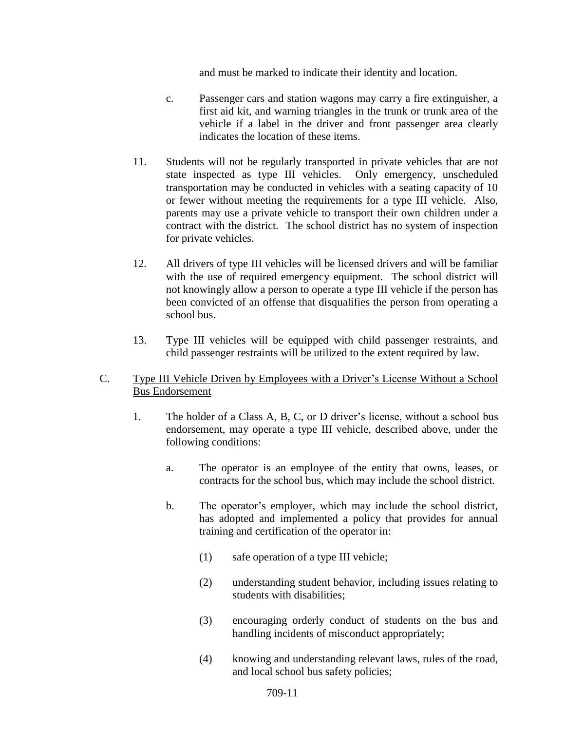and must be marked to indicate their identity and location.

   c. Passenger cars and station wagons may carry a fire extinguisher, a first aid kit, and warning triangles in the trunk or trunk area of the vehicle if a label in the driver and front passenger area clearly indicates the location of these items.

11. Students will not be regularly transported in private vehicles that are not state inspected as type III vehicles. Only emergency, unscheduled transportation may be conducted in vehicles with a seating capacity of 10 or fewer without meeting the requirements for a type III vehicle. Also, parents may use a private vehicle to transport their own children under a contract with the district. The school district has no system of inspection for private vehicles.

12. All drivers of type III vehicles will be licensed drivers and will be familiar with the use of required emergency equipment. The school district will not knowingly allow a person to operate a type III vehicle if the person has been convicted of an offense that disqualifies the person from operating a school bus.

13. Type III vehicles will be equipped with child passenger restraints, and child passenger restraints will be utilized to the extent required by law.

C. <u>Type III Vehicle Driven by Employees with a Driver's License Without a School Bus Endorsement</u>

   1. The holder of a Class A, B, C, or D driver's license, without a school bus endorsement, may operate a type III vehicle, described above, under the following conditions:

      a. The operator is an employee of the entity that owns, leases, or contracts for the school bus, which may include the school district.

      b. The operator's employer, which may include the school district, has adopted and implemented a policy that provides for annual training and certification of the operator in:

         (1) safe operation of a type III vehicle;

         (2) understanding student behavior, including issues relating to students with disabilities;

         (3) encouraging orderly conduct of students on the bus and handling incidents of misconduct appropriately;

         (4) knowing and understanding relevant laws, rules of the road, and local school bus safety policies;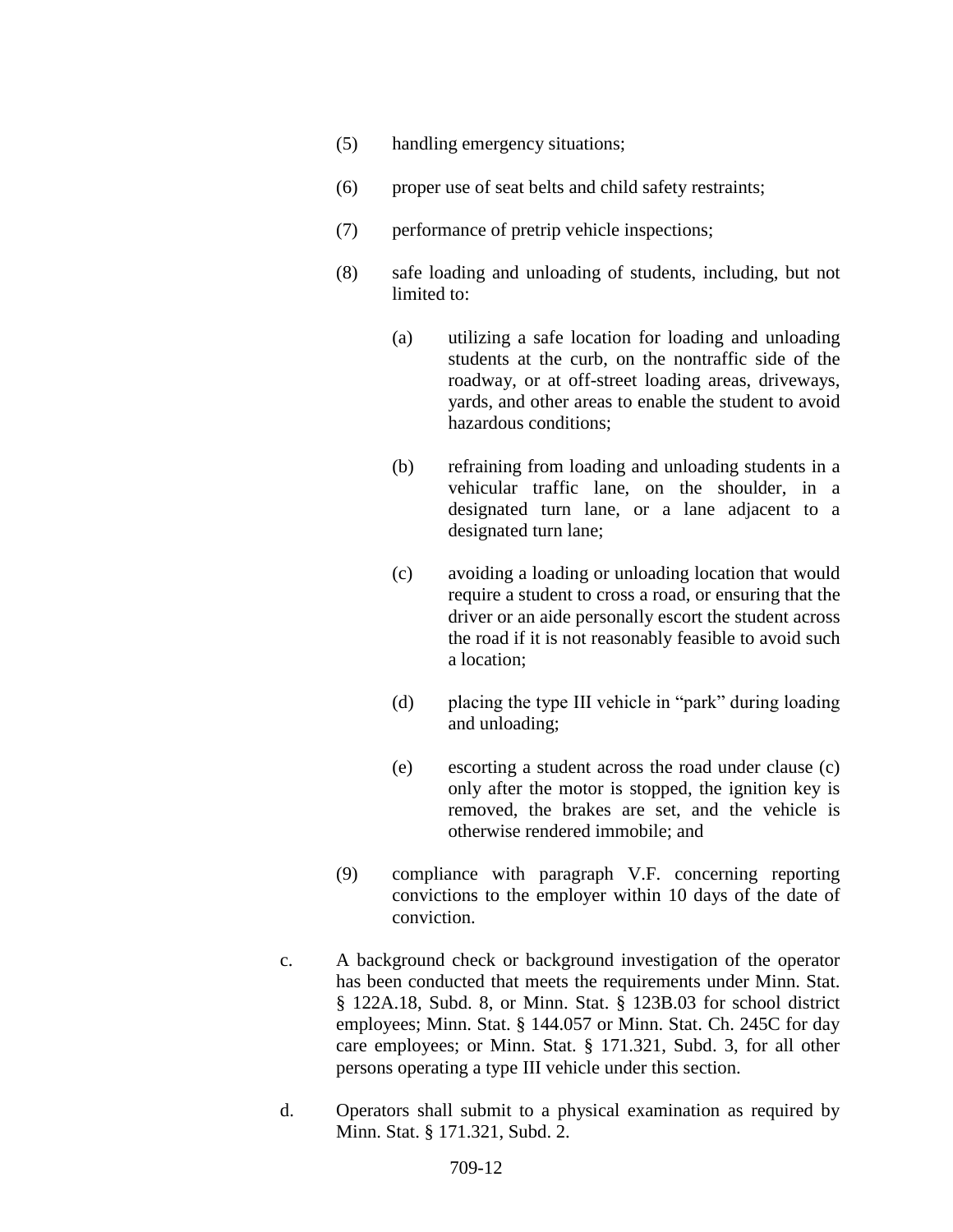(5) handling emergency situations;

(6) proper use of seat belts and child safety restraints;

(7) performance of pretrip vehicle inspections;

(8) safe loading and unloading of students, including, but not limited to:

   (a) utilizing a safe location for loading and unloading students at the curb, on the nontraffic side of the roadway, or at off-street loading areas, driveways, yards, and other areas to enable the student to avoid hazardous conditions;

   (b) refraining from loading and unloading students in a vehicular traffic lane, on the shoulder, in a designated turn lane, or a lane adjacent to a designated turn lane;

   (c) avoiding a loading or unloading location that would require a student to cross a road, or ensuring that the driver or an aide personally escort the student across the road if it is not reasonably feasible to avoid such a location;

   (d) placing the type III vehicle in "park" during loading and unloading;

   (e) escorting a student across the road under clause (c) only after the motor is stopped, the ignition key is removed, the brakes are set, and the vehicle is otherwise rendered immobile; and

(9) compliance with paragraph V.F. concerning reporting convictions to the employer within 10 days of the date of conviction.

c. A background check or background investigation of the operator has been conducted that meets the requirements under Minn. Stat. § 122A.18, Subd. 8, or Minn. Stat. § 123B.03 for school district employees; Minn. Stat. § 144.057 or Minn. Stat. Ch. 245C for day care employees; or Minn. Stat. § 171.321, Subd. 3, for all other persons operating a type III vehicle under this section.

d. Operators shall submit to a physical examination as required by Minn. Stat. § 171.321, Subd. 2.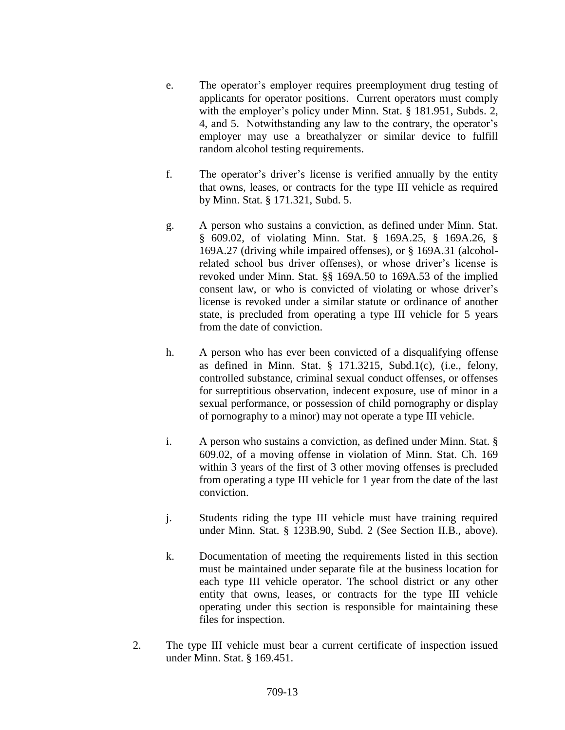e. The operator's employer requires preemployment drug testing of applicants for operator positions. Current operators must comply with the employer's policy under Minn. Stat. § 181.951, Subds. 2, 4, and 5. Notwithstanding any law to the contrary, the operator's employer may use a breathalyzer or similar device to fulfill random alcohol testing requirements.

f. The operator's driver's license is verified annually by the entity that owns, leases, or contracts for the type III vehicle as required by Minn. Stat. § 171.321, Subd. 5.

g. A person who sustains a conviction, as defined under Minn. Stat. § 609.02, of violating Minn. Stat. § 169A.25, § 169A.26, § 169A.27 (driving while impaired offenses), or § 169A.31 (alcohol-related school bus driver offenses), or whose driver's license is revoked under Minn. Stat. §§ 169A.50 to 169A.53 of the implied consent law, or who is convicted of violating or whose driver's license is revoked under a similar statute or ordinance of another state, is precluded from operating a type III vehicle for 5 years from the date of conviction.

h. A person who has ever been convicted of a disqualifying offense as defined in Minn. Stat. § 171.3215, Subd.1(c), (i.e., felony, controlled substance, criminal sexual conduct offenses, or offenses for surreptitious observation, indecent exposure, use of minor in a sexual performance, or possession of child pornography or display of pornography to a minor) may not operate a type III vehicle.

i. A person who sustains a conviction, as defined under Minn. Stat. § 609.02, of a moving offense in violation of Minn. Stat. Ch. 169 within 3 years of the first of 3 other moving offenses is precluded from operating a type III vehicle for 1 year from the date of the last conviction.

j. Students riding the type III vehicle must have training required under Minn. Stat. § 123B.90, Subd. 2 (See Section II.B., above).

k. Documentation of meeting the requirements listed in this section must be maintained under separate file at the business location for each type III vehicle operator. The school district or any other entity that owns, leases, or contracts for the type III vehicle operating under this section is responsible for maintaining these files for inspection.

2. The type III vehicle must bear a current certificate of inspection issued under Minn. Stat. § 169.451.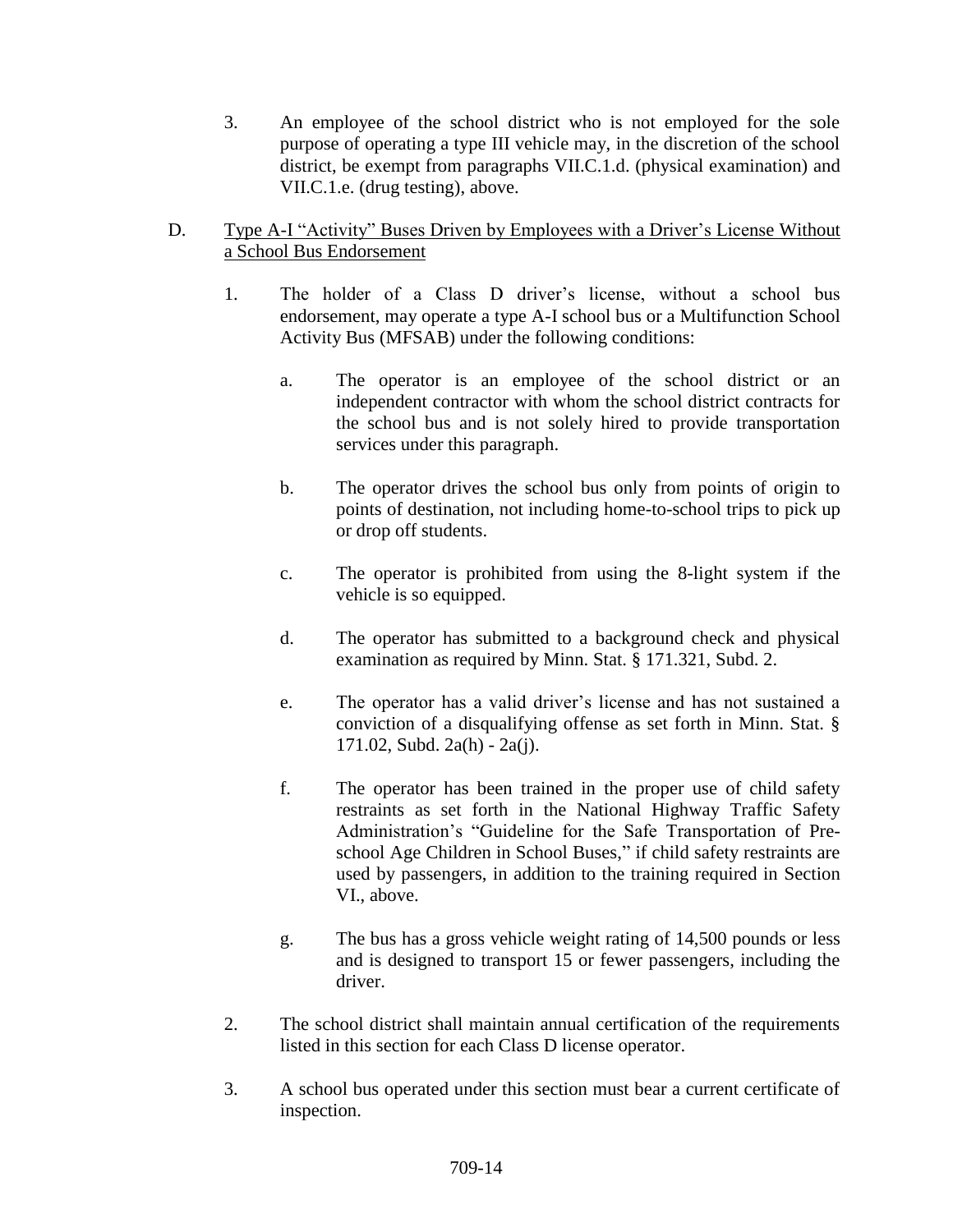3. An employee of the school district who is not employed for the sole purpose of operating a type III vehicle may, in the discretion of the school district, be exempt from paragraphs VII.C.1.d. (physical examination) and VII.C.1.e. (drug testing), above.

D. Type A-I "Activity" Buses Driven by Employees with a Driver's License Without a School Bus Endorsement

1. The holder of a Class D driver's license, without a school bus endorsement, may operate a type A-I school bus or a Multifunction School Activity Bus (MFSAB) under the following conditions:

   a. The operator is an employee of the school district or an independent contractor with whom the school district contracts for the school bus and is not solely hired to provide transportation services under this paragraph.

   b. The operator drives the school bus only from points of origin to points of destination, not including home-to-school trips to pick up or drop off students.

   c. The operator is prohibited from using the 8-light system if the vehicle is so equipped.

   d. The operator has submitted to a background check and physical examination as required by Minn. Stat. § 171.321, Subd. 2.

   e. The operator has a valid driver's license and has not sustained a conviction of a disqualifying offense as set forth in Minn. Stat. § 171.02, Subd. 2a(h) - 2a(j).

   f. The operator has been trained in the proper use of child safety restraints as set forth in the National Highway Traffic Safety Administration's "Guideline for the Safe Transportation of Pre-school Age Children in School Buses," if child safety restraints are used by passengers, in addition to the training required in Section VI., above.

   g. The bus has a gross vehicle weight rating of 14,500 pounds or less and is designed to transport 15 or fewer passengers, including the driver.

2. The school district shall maintain annual certification of the requirements listed in this section for each Class D license operator.

3. A school bus operated under this section must bear a current certificate of inspection.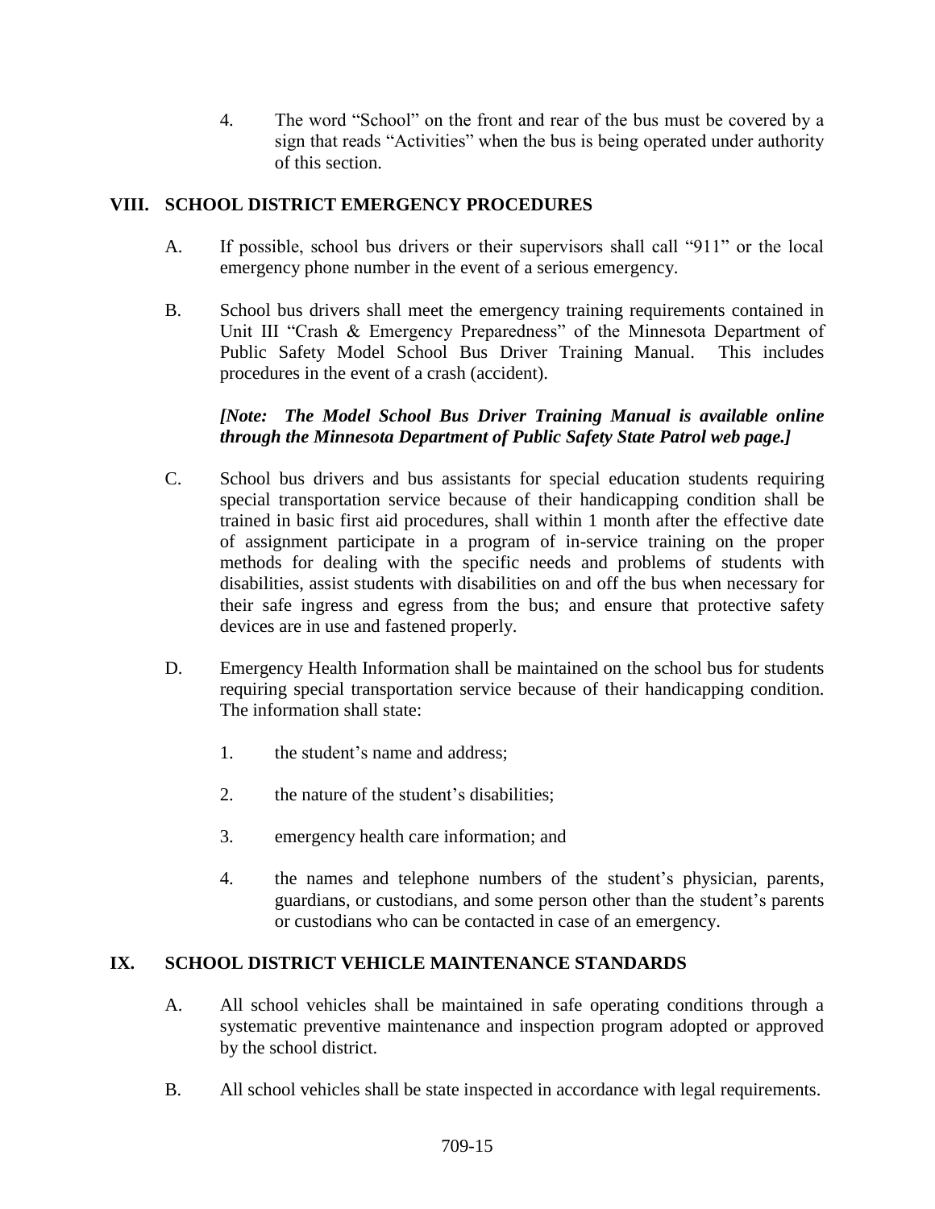4. The word "School" on the front and rear of the bus must be covered by a sign that reads "Activities" when the bus is being operated under authority of this section.

## VIII. SCHOOL DISTRICT EMERGENCY PROCEDURES

A. If possible, school bus drivers or their supervisors shall call "911" or the local emergency phone number in the event of a serious emergency.

B. School bus drivers shall meet the emergency training requirements contained in Unit III "Crash & Emergency Preparedness" of the Minnesota Department of Public Safety Model School Bus Driver Training Manual. This includes procedures in the event of a crash (accident).

***[Note: The Model School Bus Driver Training Manual is available online through the Minnesota Department of Public Safety State Patrol web page.]***

C. School bus drivers and bus assistants for special education students requiring special transportation service because of their handicapping condition shall be trained in basic first aid procedures, shall within 1 month after the effective date of assignment participate in a program of in-service training on the proper methods for dealing with the specific needs and problems of students with disabilities, assist students with disabilities on and off the bus when necessary for their safe ingress and egress from the bus; and ensure that protective safety devices are in use and fastened properly.

D. Emergency Health Information shall be maintained on the school bus for students requiring special transportation service because of their handicapping condition. The information shall state:

1. the student's name and address;

2. the nature of the student's disabilities;

3. emergency health care information; and

4. the names and telephone numbers of the student's physician, parents, guardians, or custodians, and some person other than the student's parents or custodians who can be contacted in case of an emergency.

## IX. SCHOOL DISTRICT VEHICLE MAINTENANCE STANDARDS

A. All school vehicles shall be maintained in safe operating conditions through a systematic preventive maintenance and inspection program adopted or approved by the school district.

B. All school vehicles shall be state inspected in accordance with legal requirements.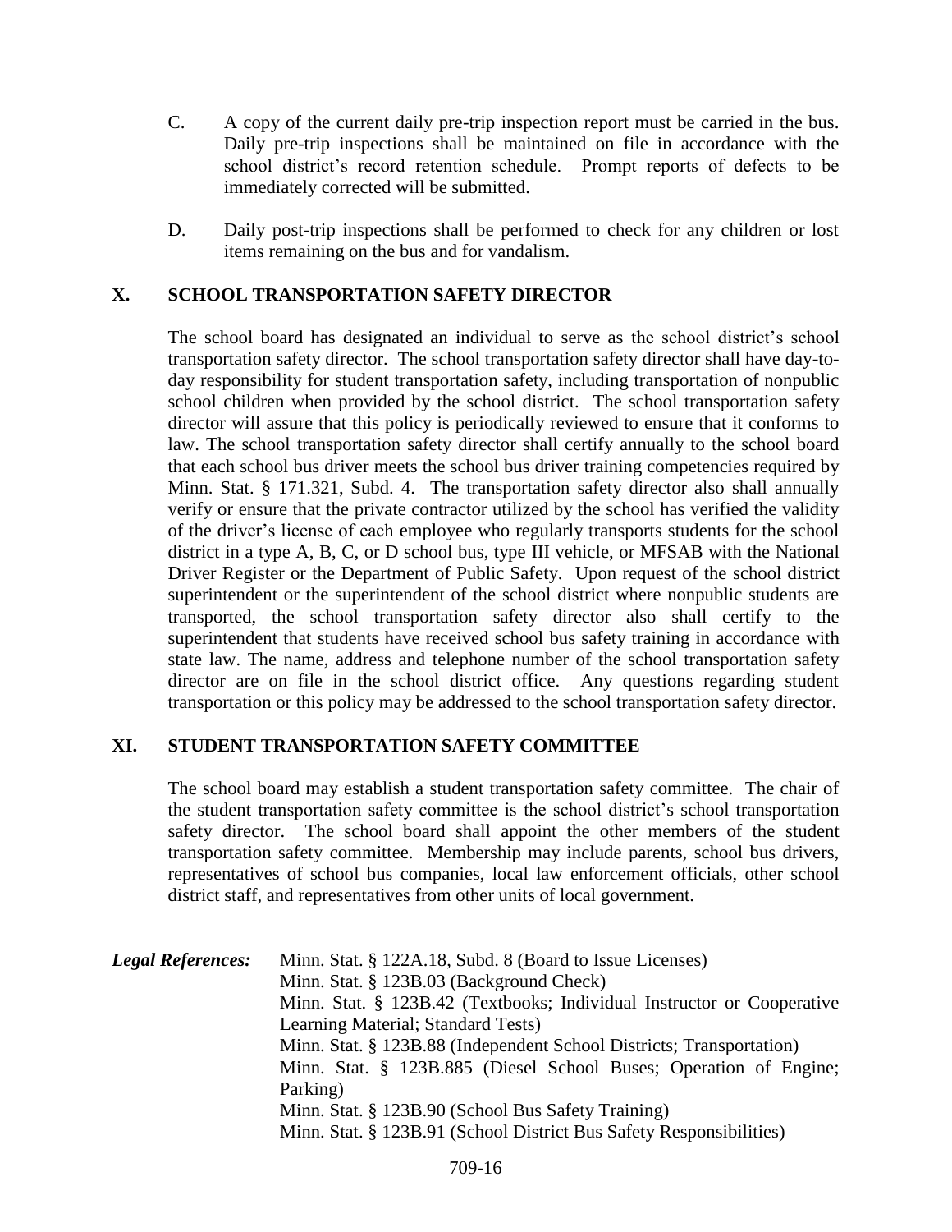C. A copy of the current daily pre-trip inspection report must be carried in the bus. Daily pre-trip inspections shall be maintained on file in accordance with the school district's record retention schedule. Prompt reports of defects to be immediately corrected will be submitted.

D. Daily post-trip inspections shall be performed to check for any children or lost items remaining on the bus and for vandalism.

## X. SCHOOL TRANSPORTATION SAFETY DIRECTOR

The school board has designated an individual to serve as the school district's school transportation safety director. The school transportation safety director shall have day-to-day responsibility for student transportation safety, including transportation of nonpublic school children when provided by the school district. The school transportation safety director will assure that this policy is periodically reviewed to ensure that it conforms to law. The school transportation safety director shall certify annually to the school board that each school bus driver meets the school bus driver training competencies required by Minn. Stat. § 171.321, Subd. 4. The transportation safety director also shall annually verify or ensure that the private contractor utilized by the school has verified the validity of the driver's license of each employee who regularly transports students for the school district in a type A, B, C, or D school bus, type III vehicle, or MFSAB with the National Driver Register or the Department of Public Safety. Upon request of the school district superintendent or the superintendent of the school district where nonpublic students are transported, the school transportation safety director also shall certify to the superintendent that students have received school bus safety training in accordance with state law. The name, address and telephone number of the school transportation safety director are on file in the school district office. Any questions regarding student transportation or this policy may be addressed to the school transportation safety director.

## XI. STUDENT TRANSPORTATION SAFETY COMMITTEE

The school board may establish a student transportation safety committee. The chair of the student transportation safety committee is the school district's school transportation safety director. The school board shall appoint the other members of the student transportation safety committee. Membership may include parents, school bus drivers, representatives of school bus companies, local law enforcement officials, other school district staff, and representatives from other units of local government.

***Legal References:***

Minn. Stat. § 122A.18, Subd. 8 (Board to Issue Licenses)
Minn. Stat. § 123B.03 (Background Check)
Minn. Stat. § 123B.42 (Textbooks; Individual Instructor or Cooperative Learning Material; Standard Tests)
Minn. Stat. § 123B.88 (Independent School Districts; Transportation)
Minn. Stat. § 123B.885 (Diesel School Buses; Operation of Engine; Parking)
Minn. Stat. § 123B.90 (School Bus Safety Training)
Minn. Stat. § 123B.91 (School District Bus Safety Responsibilities)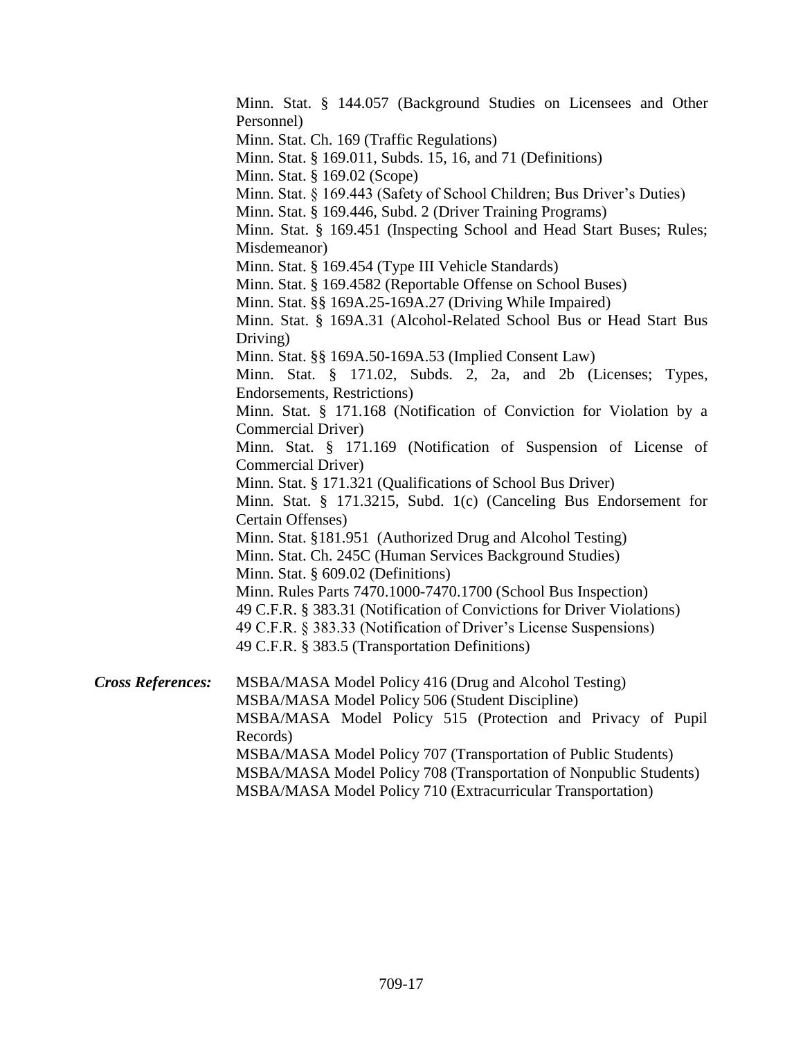Minn. Stat. § 144.057 (Background Studies on Licensees and Other Personnel)
Minn. Stat. Ch. 169 (Traffic Regulations)
Minn. Stat. § 169.011, Subds. 15, 16, and 71 (Definitions)
Minn. Stat. § 169.02 (Scope)
Minn. Stat. § 169.443 (Safety of School Children; Bus Driver's Duties)
Minn. Stat. § 169.446, Subd. 2 (Driver Training Programs)
Minn. Stat. § 169.451 (Inspecting School and Head Start Buses; Rules; Misdemeanor)
Minn. Stat. § 169.454 (Type III Vehicle Standards)
Minn. Stat. § 169.4582 (Reportable Offense on School Buses)
Minn. Stat. §§ 169A.25-169A.27 (Driving While Impaired)
Minn. Stat. § 169A.31 (Alcohol-Related School Bus or Head Start Bus Driving)
Minn. Stat. §§ 169A.50-169A.53 (Implied Consent Law)
Minn. Stat. § 171.02, Subds. 2, 2a, and 2b (Licenses; Types, Endorsements, Restrictions)
Minn. Stat. § 171.168 (Notification of Conviction for Violation by a Commercial Driver)
Minn. Stat. § 171.169 (Notification of Suspension of License of Commercial Driver)
Minn. Stat. § 171.321 (Qualifications of School Bus Driver)
Minn. Stat. § 171.3215, Subd. 1(c) (Canceling Bus Endorsement for Certain Offenses)
Minn. Stat. §181.951 (Authorized Drug and Alcohol Testing)
Minn. Stat. Ch. 245C (Human Services Background Studies)
Minn. Stat. § 609.02 (Definitions)
Minn. Rules Parts 7470.1000-7470.1700 (School Bus Inspection)
49 C.F.R. § 383.31 (Notification of Convictions for Driver Violations)
49 C.F.R. § 383.33 (Notification of Driver's License Suspensions)
49 C.F.R. § 383.5 (Transportation Definitions)

***Cross References:***

MSBA/MASA Model Policy 416 (Drug and Alcohol Testing)
MSBA/MASA Model Policy 506 (Student Discipline)
MSBA/MASA Model Policy 515 (Protection and Privacy of Pupil Records)
MSBA/MASA Model Policy 707 (Transportation of Public Students)
MSBA/MASA Model Policy 708 (Transportation of Nonpublic Students)
MSBA/MASA Model Policy 710 (Extracurricular Transportation)